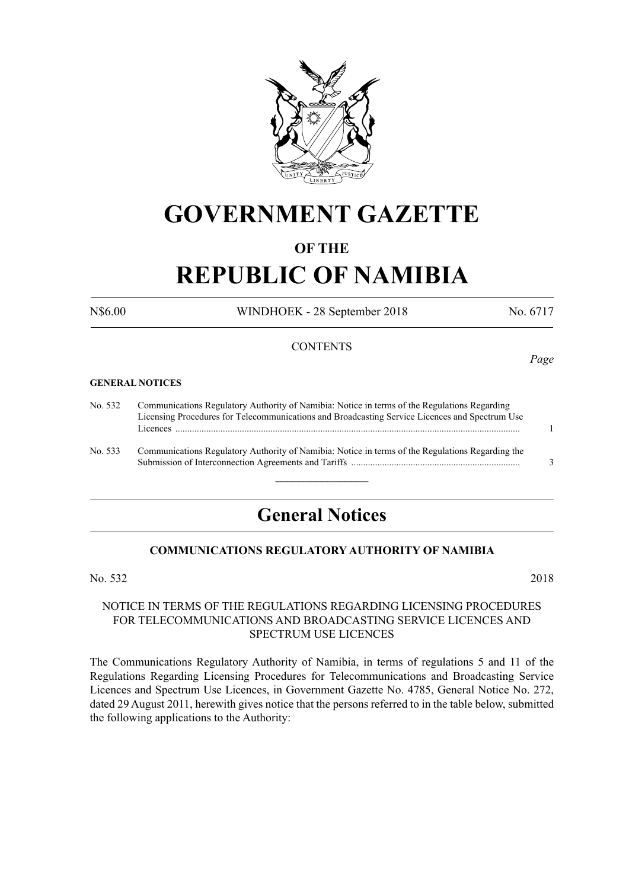# GOVERNMENT GAZETTE

## OF THE

# REPUBLIC OF NAMIBIA

N$6.00 WINDHOEK - 28 September 2018 No. 6717

CONTENTS

*Page*

**GENERAL NOTICES**

| | | |
|---|---|---|
| No. 532 | Communications Regulatory Authority of Namibia: Notice in terms of the Regulations Regarding Licensing Procedures for Telecommunications and Broadcasting Service Licences and Spectrum Use Licences ........................................................................................................................................... | 1 |
| No. 533 | Communications Regulatory Authority of Namibia: Notice in terms of the Regulations Regarding the Submission of Interconnection Agreements and Tariffs ....................................................................... | 3 |

## General Notices

### COMMUNICATIONS REGULATORY AUTHORITY OF NAMIBIA

No. 532 2018

NOTICE IN TERMS OF THE REGULATIONS REGARDING LICENSING PROCEDURES FOR TELECOMMUNICATIONS AND BROADCASTING SERVICE LICENCES AND SPECTRUM USE LICENCES

The Communications Regulatory Authority of Namibia, in terms of regulations 5 and 11 of the Regulations Regarding Licensing Procedures for Telecommunications and Broadcasting Service Licences and Spectrum Use Licences, in Government Gazette No. 4785, General Notice No. 272, dated 29 August 2011, herewith gives notice that the persons referred to in the table below, submitted the following applications to the Authority: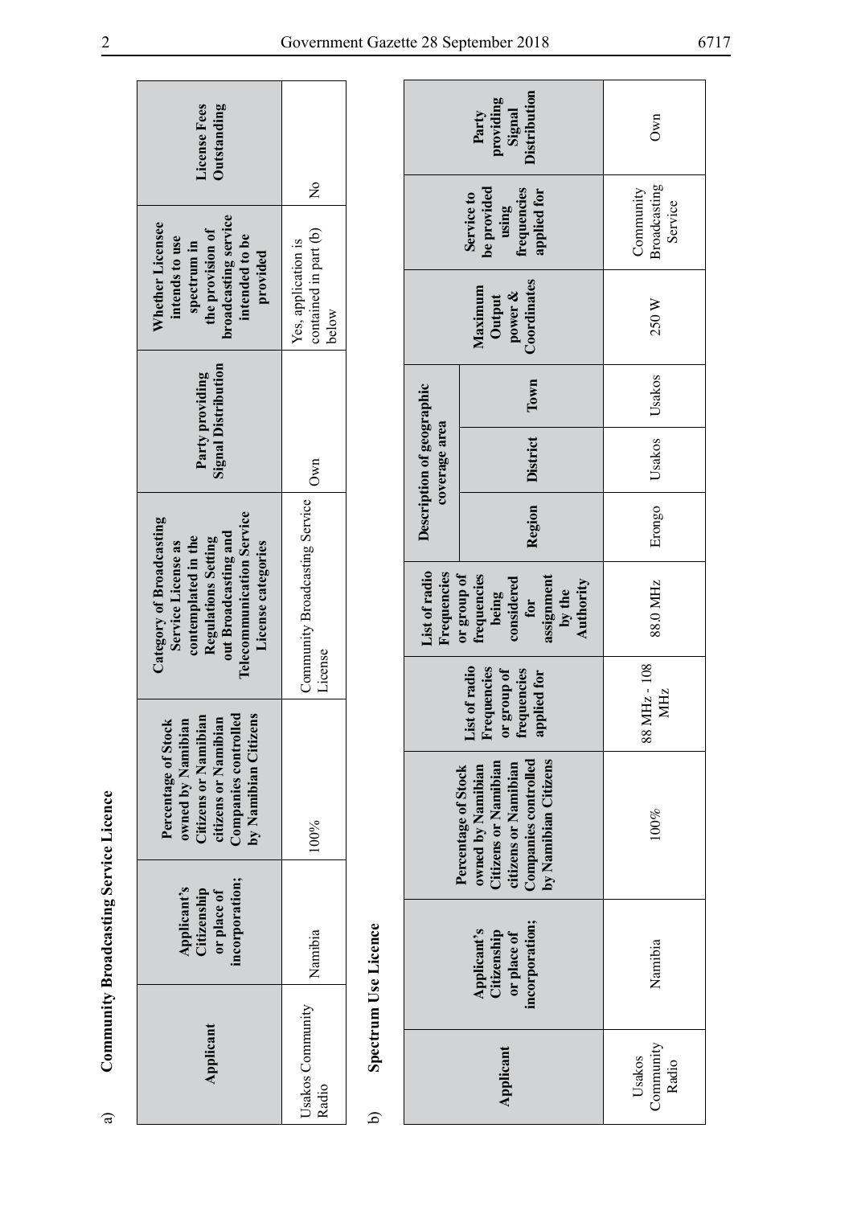a) **Community Broadcasting Service Licence**

| Applicant | Applicant's Citizenship or place of incorporation; | Percentage of Stock owned by Namibian Citizens or Namibian citizens or Namibian Companies controlled by Namibian Citizens | Category of Broadcasting Service License as contemplated in the Regulations Setting out Broadcasting and Telecommunication Service License categories | Party providing Signal Distribution | Whether Licensee intends to use spectrum in the provision of broadcasting service intended to be provided | License Fees Outstanding |
|---|---|---|---|---|---|---|
| Usakos Community Radio | Namibia | 100% | Community Broadcasting Service License | Own | Yes, application is contained in part (b) below | No |

b) **Spectrum Use Licence**

| Applicant | Applicant's Citizenship or place of incorporation; | Percentage of Stock owned by Namibian Citizens or Namibian citizens or Namibian Companies controlled by Namibian Citizens | List of radio Frequencies or group of frequencies applied for | List of radio Frequencies or group of frequencies being considered for assignment by the Authority | Description of geographic coverage area | | | Maximum Output power & Coordinates | Service to be provided using frequencies applied for | Party providing Signal Distribution |
|---|---|---|---|---|---|---|---|---|---|---|
| | | | | | Region | District | Town | | | |
| Usakos Community Radio | Namibia | 100% | 88 MHz - 108 MHz | 88.0 MHz | Erongo | Usakos | Usakos | 250 W | Community Broadcasting Service | Own |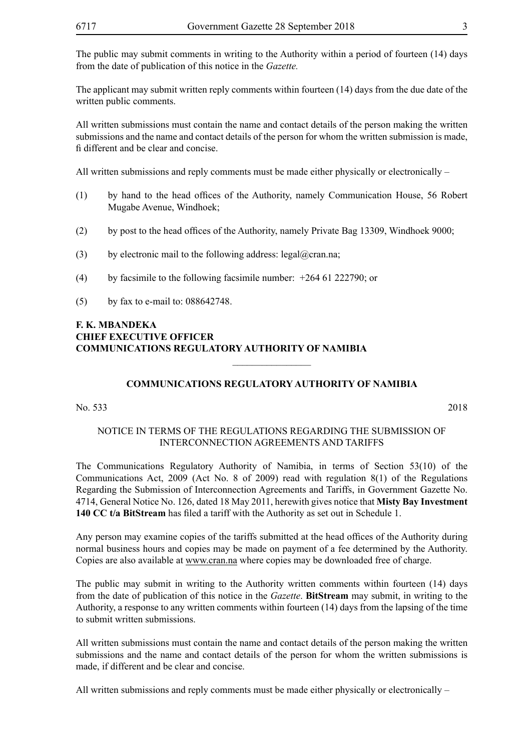The public may submit comments in writing to the Authority within a period of fourteen (14) days from the date of publication of this notice in the *Gazette.*

The applicant may submit written reply comments within fourteen (14) days from the due date of the written public comments.

All written submissions must contain the name and contact details of the person making the written submissions and the name and contact details of the person for whom the written submission is made, fi different and be clear and concise.

All written submissions and reply comments must be made either physically or electronically –

(1) by hand to the head offices of the Authority, namely Communication House, 56 Robert Mugabe Avenue, Windhoek;

(2) by post to the head offices of the Authority, namely Private Bag 13309, Windhoek 9000;

(3) by electronic mail to the following address: legal@cran.na;

(4) by facsimile to the following facsimile number: +264 61 222790; or

(5) by fax to e-mail to: 088642748.

**F. K. MBANDEKA**
**CHIEF EXECUTIVE OFFICER**
**COMMUNICATIONS REGULATORY AUTHORITY OF NAMIBIA**

---

## COMMUNICATIONS REGULATORY AUTHORITY OF NAMIBIA

No. 533 2018

### NOTICE IN TERMS OF THE REGULATIONS REGARDING THE SUBMISSION OF INTERCONNECTION AGREEMENTS AND TARIFFS

The Communications Regulatory Authority of Namibia, in terms of Section 53(10) of the Communications Act, 2009 (Act No. 8 of 2009) read with regulation 8(1) of the Regulations Regarding the Submission of Interconnection Agreements and Tariffs, in Government Gazette No. 4714, General Notice No. 126, dated 18 May 2011, herewith gives notice that **Misty Bay Investment 140 CC t/a BitStream** has filed a tariff with the Authority as set out in Schedule 1.

Any person may examine copies of the tariffs submitted at the head offices of the Authority during normal business hours and copies may be made on payment of a fee determined by the Authority. Copies are also available at www.cran.na where copies may be downloaded free of charge.

The public may submit in writing to the Authority written comments within fourteen (14) days from the date of publication of this notice in the *Gazette*. **BitStream** may submit, in writing to the Authority, a response to any written comments within fourteen (14) days from the lapsing of the time to submit written submissions.

All written submissions must contain the name and contact details of the person making the written submissions and the name and contact details of the person for whom the written submissions is made, if different and be clear and concise.

All written submissions and reply comments must be made either physically or electronically –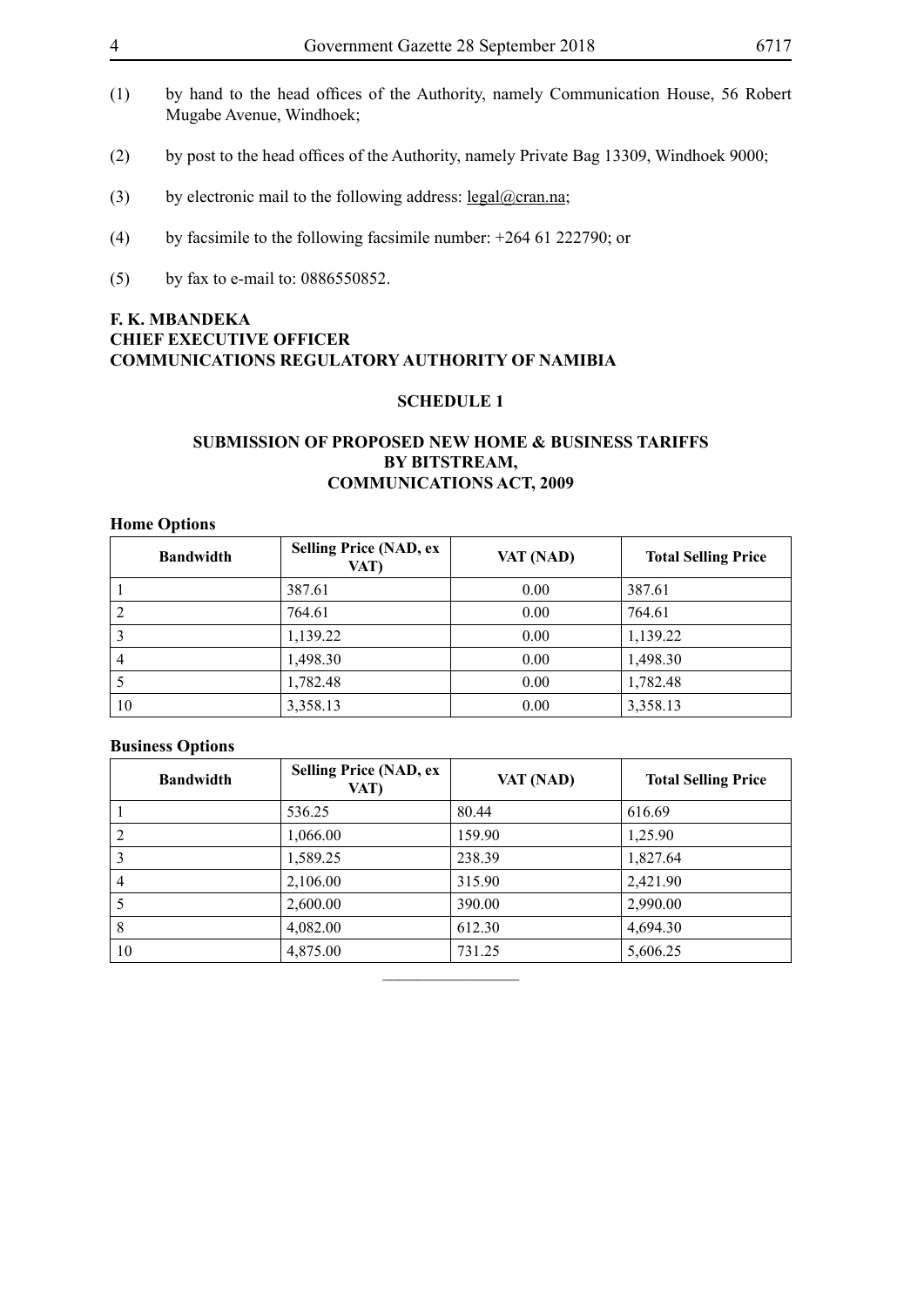(1) by hand to the head offices of the Authority, namely Communication House, 56 Robert Mugabe Avenue, Windhoek;

(2) by post to the head offices of the Authority, namely Private Bag 13309, Windhoek 9000;

(3) by electronic mail to the following address: legal@cran.na;

(4) by facsimile to the following facsimile number: +264 61 222790; or

(5) by fax to e-mail to: 0886550852.

**F. K. MBANDEKA**
**CHIEF EXECUTIVE OFFICER**
**COMMUNICATIONS REGULATORY AUTHORITY OF NAMIBIA**

## SCHEDULE 1

## SUBMISSION OF PROPOSED NEW HOME & BUSINESS TARIFFS BY BITSTREAM, COMMUNICATIONS ACT, 2009

**Home Options**

| Bandwidth | Selling Price (NAD, ex VAT) | VAT (NAD) | Total Selling Price |
|---|---|---|---|
| 1 | 387.61 | 0.00 | 387.61 |
| 2 | 764.61 | 0.00 | 764.61 |
| 3 | 1,139.22 | 0.00 | 1,139.22 |
| 4 | 1,498.30 | 0.00 | 1,498.30 |
| 5 | 1,782.48 | 0.00 | 1,782.48 |
| 10 | 3,358.13 | 0.00 | 3,358.13 |

**Business Options**

| Bandwidth | Selling Price (NAD, ex VAT) | VAT (NAD) | Total Selling Price |
|---|---|---|---|
| 1 | 536.25 | 80.44 | 616.69 |
| 2 | 1,066.00 | 159.90 | 1,25.90 |
| 3 | 1,589.25 | 238.39 | 1,827.64 |
| 4 | 2,106.00 | 315.90 | 2,421.90 |
| 5 | 2,600.00 | 390.00 | 2,990.00 |
| 8 | 4,082.00 | 612.30 | 4,694.30 |
| 10 | 4,875.00 | 731.25 | 5,606.25 |